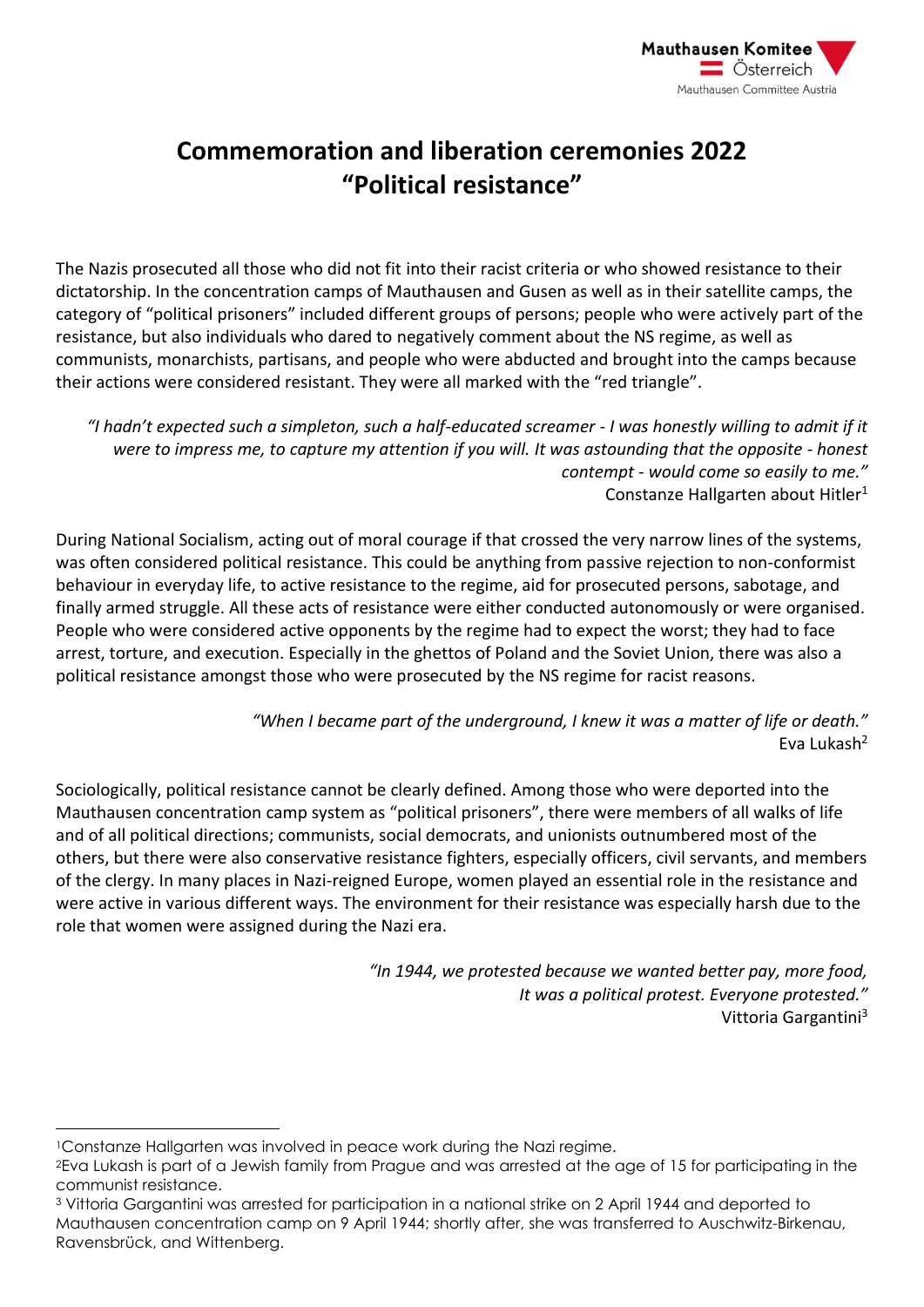Mauthausen Komitee Österreich
Mauthausen Committee Austria

# Commemoration and liberation ceremonies 2022 "Political resistance"

The Nazis prosecuted all those who did not fit into their racist criteria or who showed resistance to their dictatorship. In the concentration camps of Mauthausen and Gusen as well as in their satellite camps, the category of "political prisoners" included different groups of persons; people who were actively part of the resistance, but also individuals who dared to negatively comment about the NS regime, as well as communists, monarchists, partisans, and people who were abducted and brought into the camps because their actions were considered resistant. They were all marked with the "red triangle".

> *"I hadn't expected such a simpleton, such a half-educated screamer - I was honestly willing to admit if it were to impress me, to capture my attention if you will. It was astounding that the opposite - honest contempt - would come so easily to me."*
> Constanze Hallgarten about Hitler[1]

During National Socialism, acting out of moral courage if that crossed the very narrow lines of the systems, was often considered political resistance. This could be anything from passive rejection to non-conformist behaviour in everyday life, to active resistance to the regime, aid for prosecuted persons, sabotage, and finally armed struggle. All these acts of resistance were either conducted autonomously or were organised. People who were considered active opponents by the regime had to expect the worst; they had to face arrest, torture, and execution. Especially in the ghettos of Poland and the Soviet Union, there was also a political resistance amongst those who were prosecuted by the NS regime for racist reasons.

> *"When I became part of the underground, I knew it was a matter of life or death."*
> Eva Lukash[2]

Sociologically, political resistance cannot be clearly defined. Among those who were deported into the Mauthausen concentration camp system as "political prisoners", there were members of all walks of life and of all political directions; communists, social democrats, and unionists outnumbered most of the others, but there were also conservative resistance fighters, especially officers, civil servants, and members of the clergy. In many places in Nazi-reigned Europe, women played an essential role in the resistance and were active in various different ways. The environment for their resistance was especially harsh due to the role that women were assigned during the Nazi era.

> *"In 1944, we protested because we wanted better pay, more food, It was a political protest. Everyone protested."*
> Vittoria Gargantini[3]

---

[1] Constanze Hallgarten was involved in peace work during the Nazi regime.
[2] Eva Lukash is part of a Jewish family from Prague and was arrested at the age of 15 for participating in the communist resistance.
[3] Vittoria Gargantini was arrested for participation in a national strike on 2 April 1944 and deported to Mauthausen concentration camp on 9 April 1944; shortly after, she was transferred to Auschwitz-Birkenau, Ravensbrück, and Wittenberg.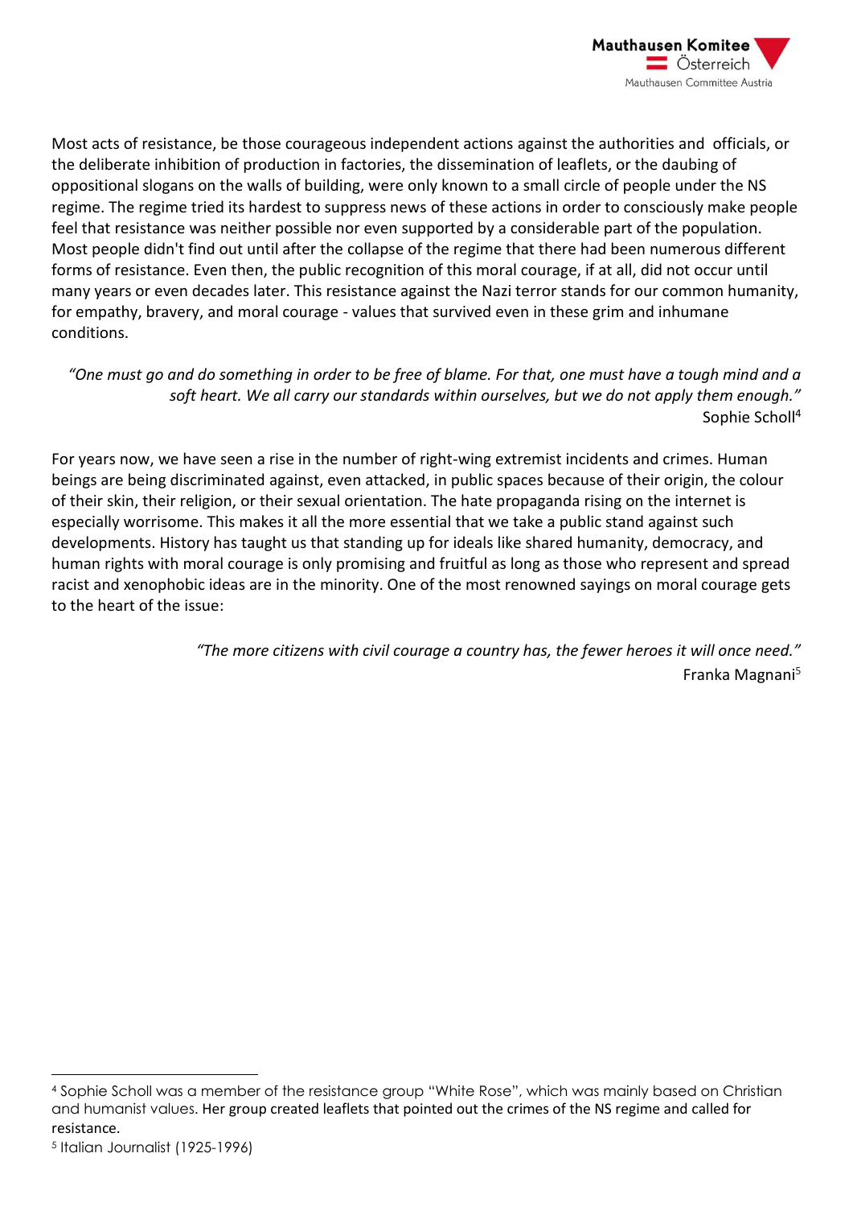Most acts of resistance, be those courageous independent actions against the authorities and officials, or the deliberate inhibition of production in factories, the dissemination of leaflets, or the daubing of oppositional slogans on the walls of building, were only known to a small circle of people under the NS regime. The regime tried its hardest to suppress news of these actions in order to consciously make people feel that resistance was neither possible nor even supported by a considerable part of the population. Most people didn't find out until after the collapse of the regime that there had been numerous different forms of resistance. Even then, the public recognition of this moral courage, if at all, did not occur until many years or even decades later. This resistance against the Nazi terror stands for our common humanity, for empathy, bravery, and moral courage - values that survived even in these grim and inhumane conditions.

> *"One must go and do something in order to be free of blame. For that, one must have a tough mind and a soft heart. We all carry our standards within ourselves, but we do not apply them enough."*
>
> Sophie Scholl[4]

For years now, we have seen a rise in the number of right-wing extremist incidents and crimes. Human beings are being discriminated against, even attacked, in public spaces because of their origin, the colour of their skin, their religion, or their sexual orientation. The hate propaganda rising on the internet is especially worrisome. This makes it all the more essential that we take a public stand against such developments. History has taught us that standing up for ideals like shared humanity, democracy, and human rights with moral courage is only promising and fruitful as long as those who represent and spread racist and xenophobic ideas are in the minority. One of the most renowned sayings on moral courage gets to the heart of the issue:

> *"The more citizens with civil courage a country has, the fewer heroes it will once need."*
>
> Franka Magnani[5]

---

[4] Sophie Scholl was a member of the resistance group "White Rose", which was mainly based on Christian and humanist values. Her group created leaflets that pointed out the crimes of the NS regime and called for resistance.

[5] Italian Journalist (1925-1996)